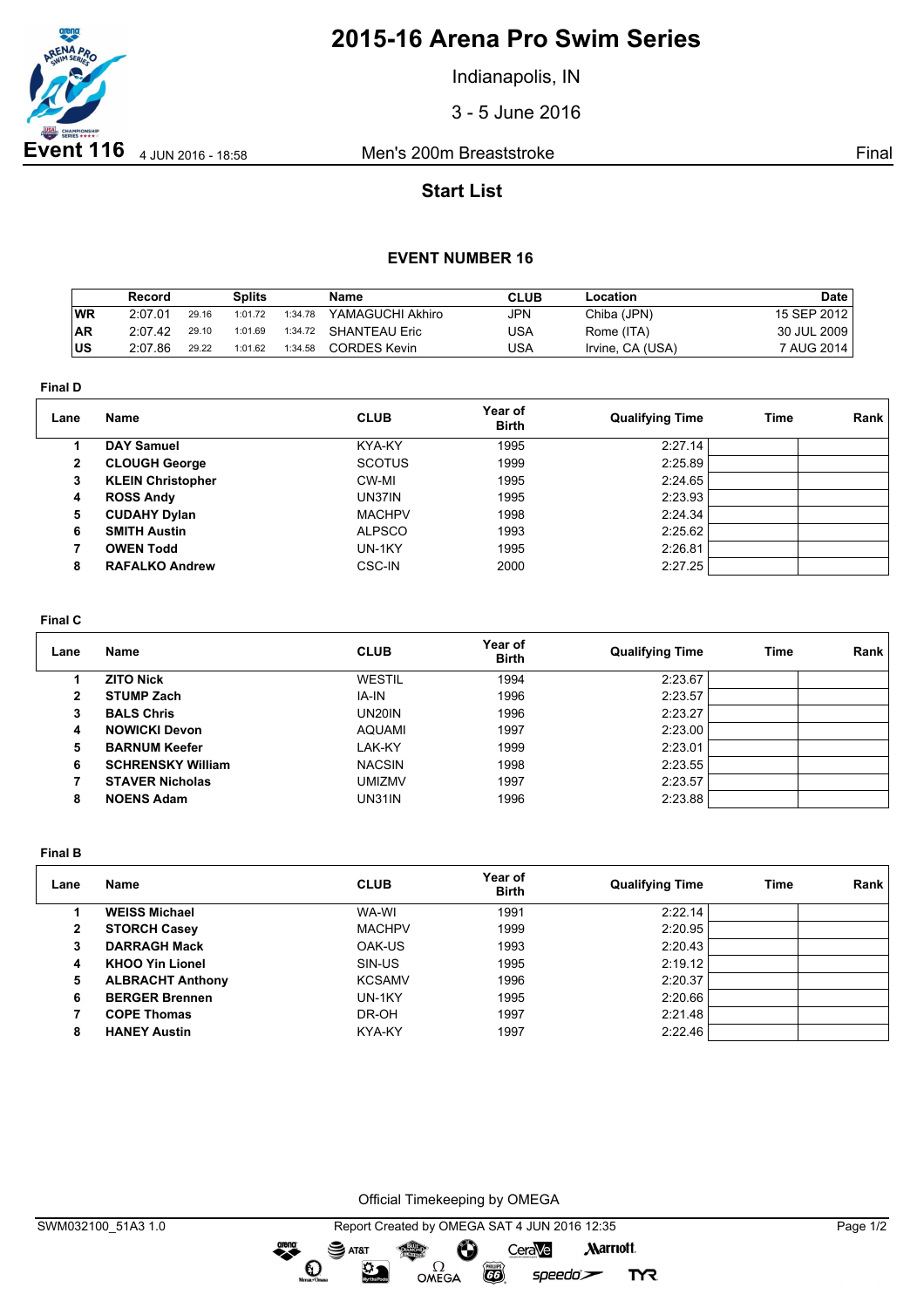# 2015-16 Arena Pro Swim Series

Indianapolis, IN

3 - 5 June 2016

**Event 116** 4 JUN 2016 - 18:58 Men's 200m Breaststroke Final

## Start List

### EVENT NUMBER 16

| | Record | Splits | | | Name | CLUB | Location | Date |
|---|---|---|---|---|---|---|---|---|
| WR | 2:07.01 | 29.16 | 1:01.72 | 1:34.78 | YAMAGUCHI Akhiro | JPN | Chiba (JPN) | 15 SEP 2012 |
| AR | 2:07.42 | 29.10 | 1:01.69 | 1:34.72 | SHANTEAU Eric | USA | Rome (ITA) | 30 JUL 2009 |
| US | 2:07.86 | 29.22 | 1:01.62 | 1:34.58 | CORDES Kevin | USA | Irvine, CA (USA) | 7 AUG 2014 |

**Final D**

| Lane | Name | CLUB | Year of Birth | Qualifying Time | Time | Rank |
|---|---|---|---|---|---|---|
| 1 | **DAY Samuel** | KYA-KY | 1995 | 2:27.14 | | |
| 2 | **CLOUGH George** | SCOTUS | 1999 | 2:25.89 | | |
| 3 | **KLEIN Christopher** | CW-MI | 1995 | 2:24.65 | | |
| 4 | **ROSS Andy** | UN37IN | 1995 | 2:23.93 | | |
| 5 | **CUDAHY Dylan** | MACHPV | 1998 | 2:24.34 | | |
| 6 | **SMITH Austin** | ALPSCO | 1993 | 2:25.62 | | |
| 7 | **OWEN Todd** | UN-1KY | 1995 | 2:26.81 | | |
| 8 | **RAFALKO Andrew** | CSC-IN | 2000 | 2:27.25 | | |

**Final C**

| Lane | Name | CLUB | Year of Birth | Qualifying Time | Time | Rank |
|---|---|---|---|---|---|---|
| 1 | **ZITO Nick** | WESTIL | 1994 | 2:23.67 | | |
| 2 | **STUMP Zach** | IA-IN | 1996 | 2:23.57 | | |
| 3 | **BALS Chris** | UN20IN | 1996 | 2:23.27 | | |
| 4 | **NOWICKI Devon** | AQUAMI | 1997 | 2:23.00 | | |
| 5 | **BARNUM Keefer** | LAK-KY | 1999 | 2:23.01 | | |
| 6 | **SCHRENSKY William** | NACSIN | 1998 | 2:23.55 | | |
| 7 | **STAVER Nicholas** | UMIZMV | 1997 | 2:23.57 | | |
| 8 | **NOENS Adam** | UN31IN | 1996 | 2:23.88 | | |

**Final B**

| Lane | Name | CLUB | Year of Birth | Qualifying Time | Time | Rank |
|---|---|---|---|---|---|---|
| 1 | **WEISS Michael** | WA-WI | 1991 | 2:22.14 | | |
| 2 | **STORCH Casey** | MACHPV | 1999 | 2:20.95 | | |
| 3 | **DARRAGH Mack** | OAK-US | 1993 | 2:20.43 | | |
| 4 | **KHOO Yin Lionel** | SIN-US | 1995 | 2:19.12 | | |
| 5 | **ALBRACHT Anthony** | KCSAMV | 1996 | 2:20.37 | | |
| 6 | **BERGER Brennen** | UN-1KY | 1995 | 2:20.66 | | |
| 7 | **COPE Thomas** | DR-OH | 1997 | 2:21.48 | | |
| 8 | **HANEY Austin** | KYA-KY | 1997 | 2:22.46 | | |

Official Timekeeping by OMEGA

SWM032100_51A3 1.0 Report Created by OMEGA SAT 4 JUN 2016 12:35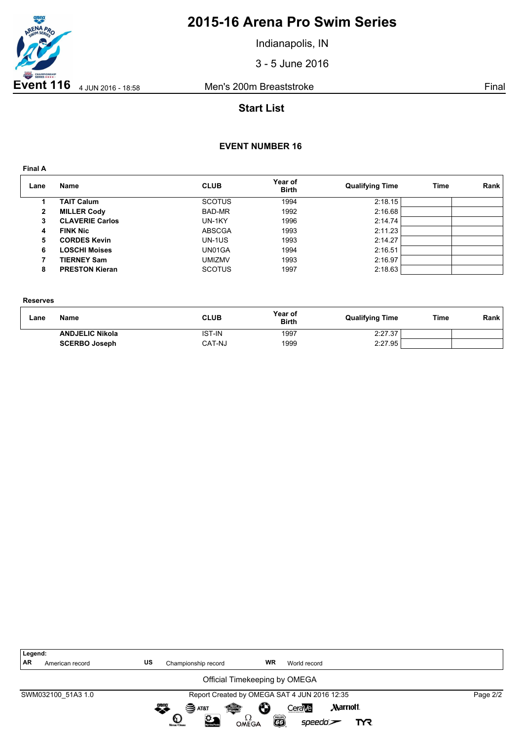# 2015-16 Arena Pro Swim Series

Indianapolis, IN

3 - 5 June 2016

**Event 116** 4 JUN 2016 - 18:58 Men's 200m Breaststroke Final

## Start List

### EVENT NUMBER 16

**Final A**

| Lane | Name | CLUB | Year of Birth | Qualifying Time | Time | Rank |
|---|---|---|---|---|---|---|
| 1 | **TAIT Calum** | SCOTUS | 1994 | 2:18.15 | | |
| 2 | **MILLER Cody** | BAD-MR | 1992 | 2:16.68 | | |
| 3 | **CLAVERIE Carlos** | UN-1KY | 1996 | 2:14.74 | | |
| 4 | **FINK Nic** | ABSCGA | 1993 | 2:11.23 | | |
| 5 | **CORDES Kevin** | UN-1US | 1993 | 2:14.27 | | |
| 6 | **LOSCHI Moises** | UN01GA | 1994 | 2:16.51 | | |
| 7 | **TIERNEY Sam** | UMIZMV | 1993 | 2:16.97 | | |
| 8 | **PRESTON Kieran** | SCOTUS | 1997 | 2:18.63 | | |

**Reserves**

| Lane | Name | CLUB | Year of Birth | Qualifying Time | Time | Rank |
|---|---|---|---|---|---|---|
| | **ANDJELIC Nikola** | IST-IN | 1997 | 2:27.37 | | |
| | **SCERBO Joseph** | CAT-NJ | 1999 | 2:27.95 | | |

Legend:

| | | | | | |
|---|---|---|---|---|---|
| **AR** | American record | **US** | Championship record | **WR** | World record |

Official Timekeeping by OMEGA

SWM032100_51A3 1.0 Report Created by OMEGA SAT 4 JUN 2016 12:35